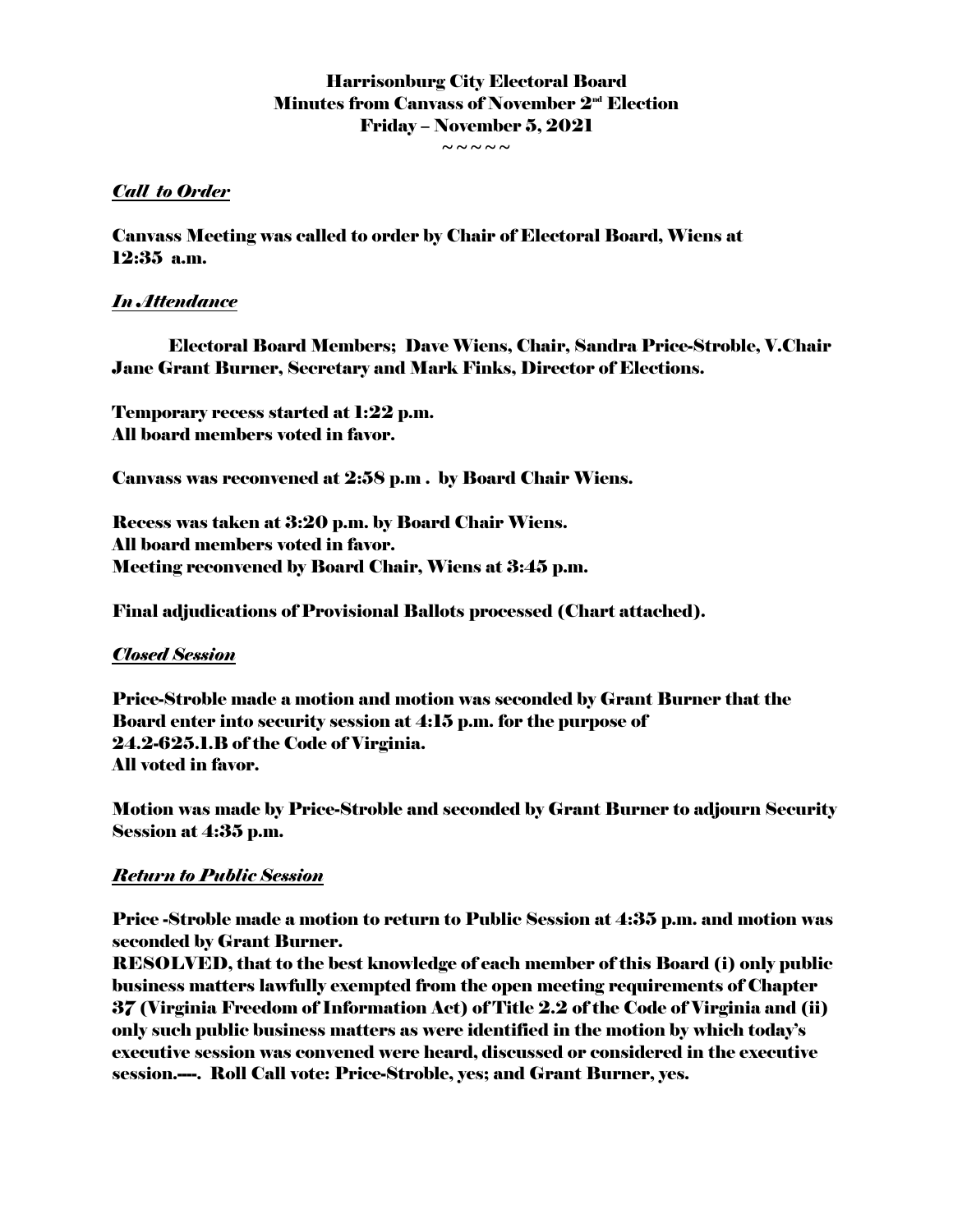# Harrisonburg City Electoral Board
## Minutes from Canvass of November 2nd Election
## Friday – November 5, 2021

~ ~ ~ ~ ~

***Call to Order***

**Canvass Meeting was called to order by Chair of Electoral Board, Wiens at 12:35 a.m.**

***In Attendance***

**Electoral Board Members; Dave Wiens, Chair, Sandra Price-Stroble, V.Chair Jane Grant Burner, Secretary and Mark Finks, Director of Elections.**

**Temporary recess started at 1:22 p.m.**
**All board members voted in favor.**

**Canvass was reconvened at 2:58 p.m . by Board Chair Wiens.**

**Recess was taken at 3:20 p.m. by Board Chair Wiens.**
**All board members voted in favor.**
**Meeting reconvened by Board Chair, Wiens at 3:45 p.m.**

**Final adjudications of Provisional Ballots processed (Chart attached).**

***Closed Session***

**Price-Stroble made a motion and motion was seconded by Grant Burner that the Board enter into security session at 4:15 p.m. for the purpose of 24.2-625.1.B of the Code of Virginia.**
**All voted in favor.**

**Motion was made by Price-Stroble and seconded by Grant Burner to adjourn Security Session at 4:35 p.m.**

***Return to Public Session***

**Price -Stroble made a motion to return to Public Session at 4:35 p.m. and motion was seconded by Grant Burner.**
**RESOLVED, that to the best knowledge of each member of this Board (i) only public business matters lawfully exempted from the open meeting requirements of Chapter 37 (Virginia Freedom of Information Act) of Title 2.2 of the Code of Virginia and (ii) only such public business matters as were identified in the motion by which today's executive session was convened were heard, discussed or considered in the executive session.----. Roll Call vote: Price-Stroble, yes; and Grant Burner, yes.**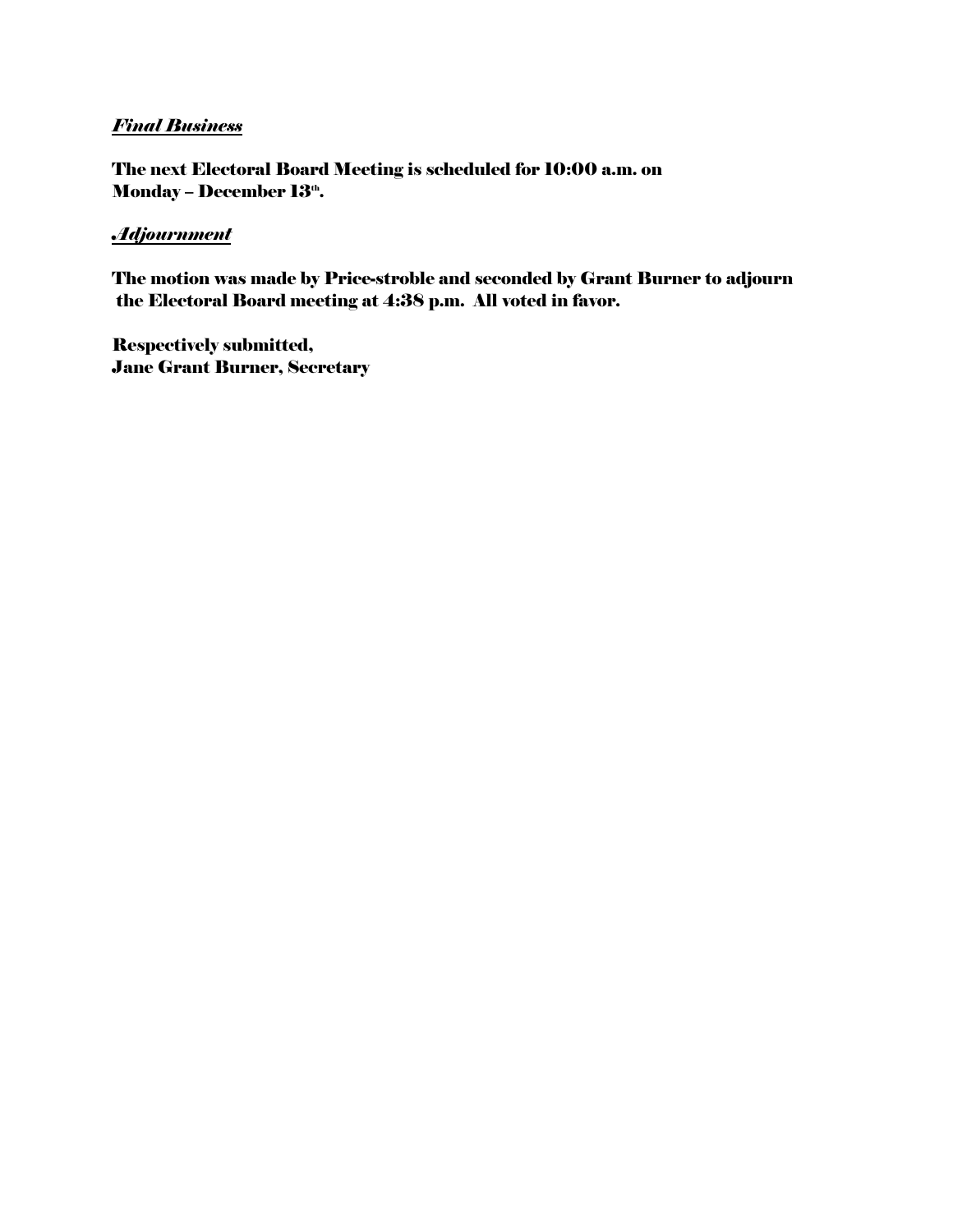***Final Business***

**The next Electoral Board Meeting is scheduled for 10:00 a.m. on Monday – December 13th.**

***Adjournment***

**The motion was made by Price-stroble and seconded by Grant Burner to adjourn the Electoral Board meeting at 4:38 p.m. All voted in favor.**

**Respectively submitted,**
**Jane Grant Burner, Secretary**